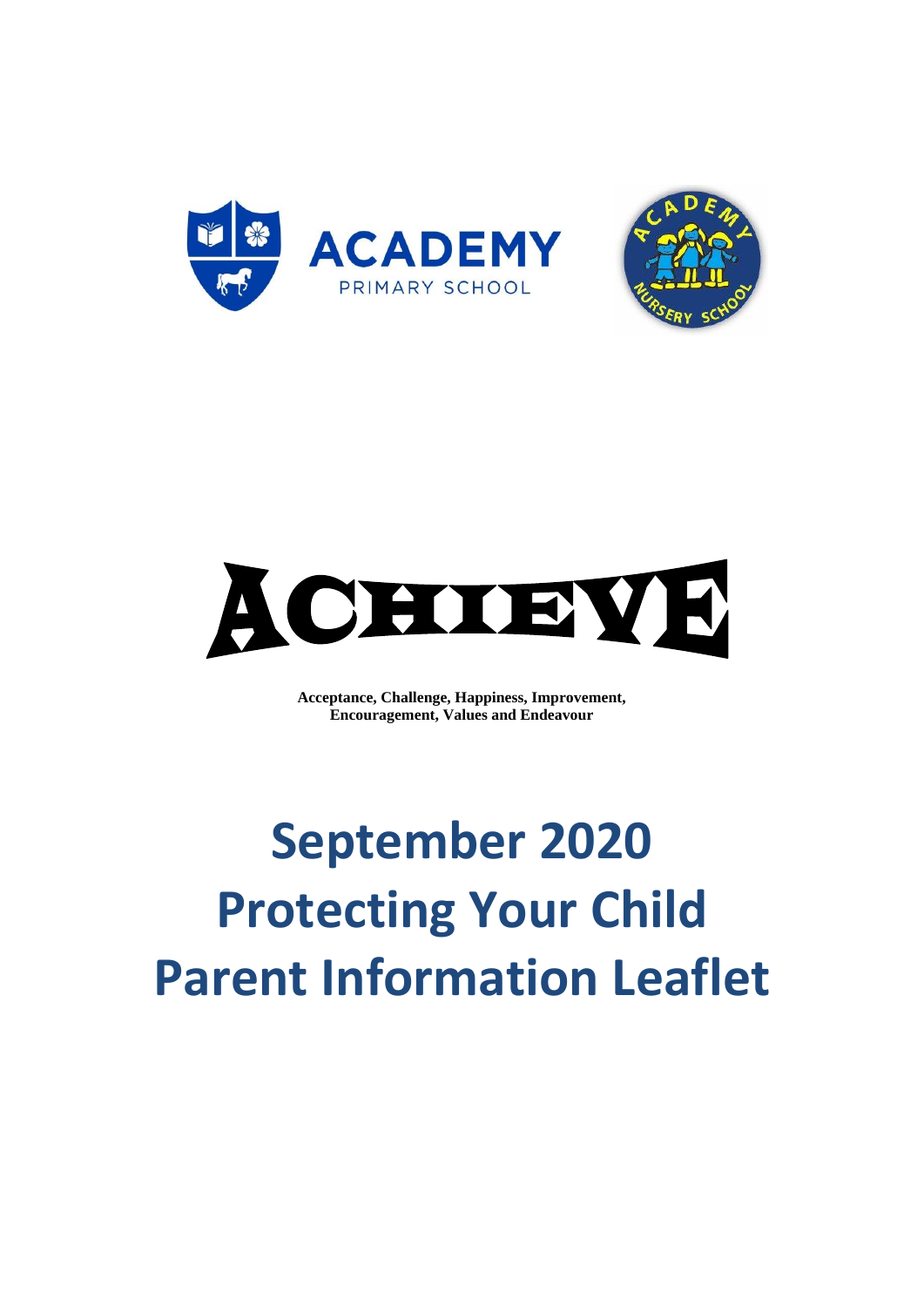ACADEMY

PRIMARY SCHOOL

# ACHIEVE

**Acceptance, Challenge, Happiness, Improvement, Encouragement, Values and Endeavour**

# September 2020
# Protecting Your Child
# Parent Information Leaflet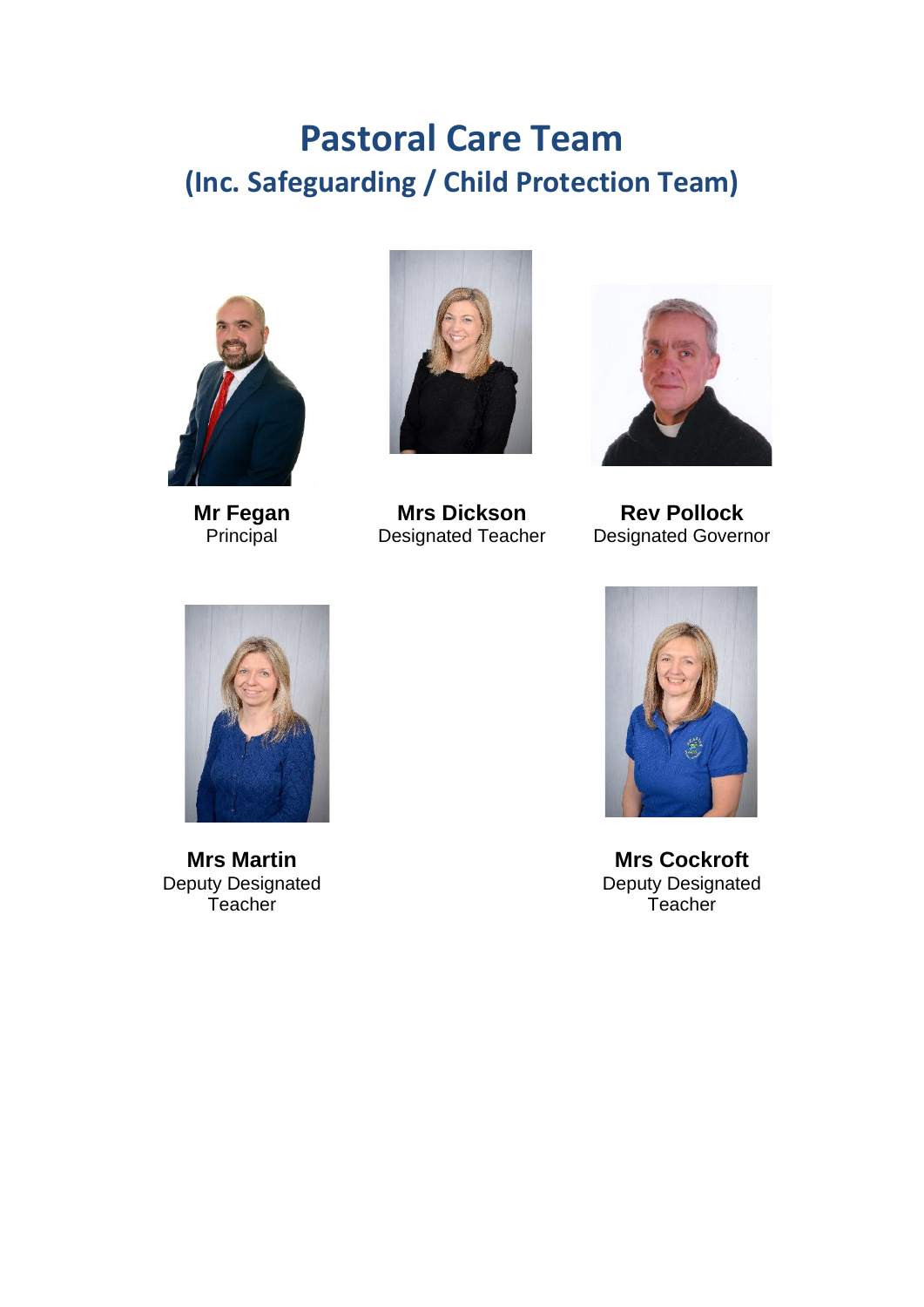# Pastoral Care Team

## (Inc. Safeguarding / Child Protection Team)

**Mr Fegan**
Principal

**Mrs Dickson**
Designated Teacher

**Rev Pollock**
Designated Governor

**Mrs Martin**
Deputy Designated Teacher

**Mrs Cockroft**
Deputy Designated Teacher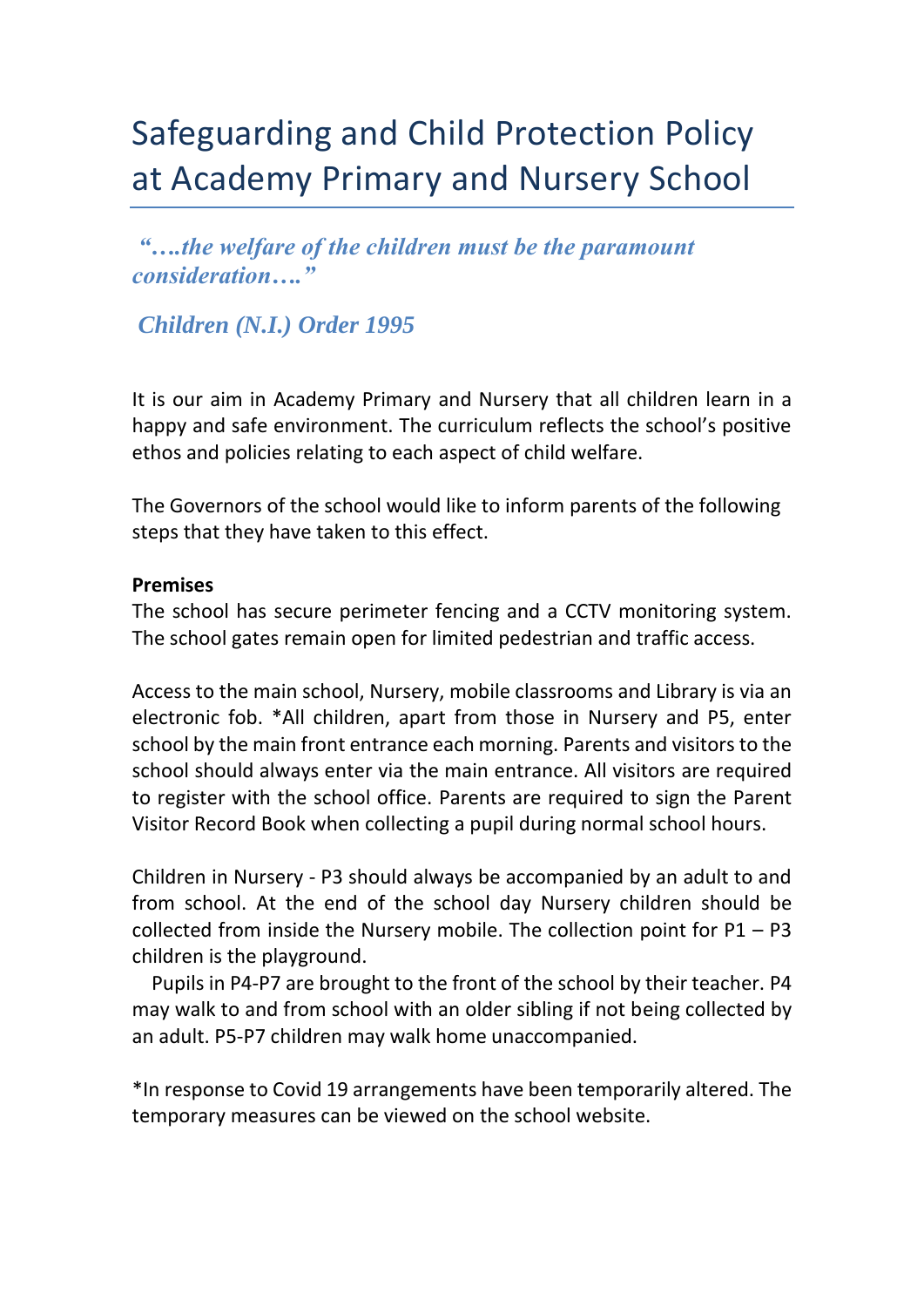# Safeguarding and Child Protection Policy at Academy Primary and Nursery School

*“….the welfare of the children must be the paramount consideration….”*

*Children (N.I.) Order 1995*

It is our aim in Academy Primary and Nursery that all children learn in a happy and safe environment. The curriculum reflects the school’s positive ethos and policies relating to each aspect of child welfare.

The Governors of the school would like to inform parents of the following steps that they have taken to this effect.

**Premises**

The school has secure perimeter fencing and a CCTV monitoring system. The school gates remain open for limited pedestrian and traffic access.

Access to the main school, Nursery, mobile classrooms and Library is via an electronic fob. *All children, apart from those in Nursery and P5, enter school by the main front entrance each morning. Parents and visitors to the school should always enter via the main entrance. All visitors are required to register with the school office. Parents are required to sign the Parent Visitor Record Book when collecting a pupil during normal school hours.

Children in Nursery - P3 should always be accompanied by an adult to and from school. At the end of the school day Nursery children should be collected from inside the Nursery mobile. The collection point for P1 – P3 children is the playground.

Pupils in P4-P7 are brought to the front of the school by their teacher. P4 may walk to and from school with an older sibling if not being collected by an adult. P5-P7 children may walk home unaccompanied.

*In response to Covid 19 arrangements have been temporarily altered. The temporary measures can be viewed on the school website.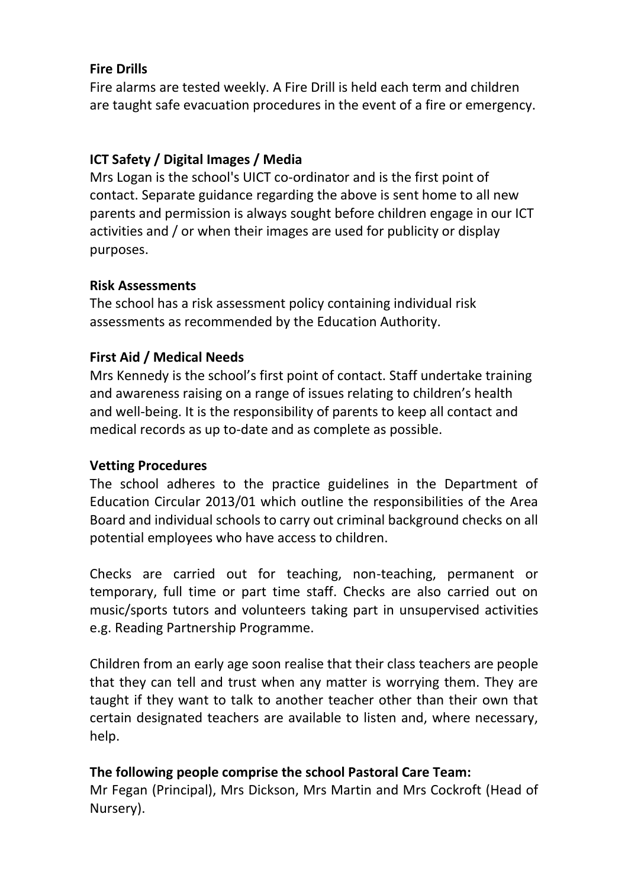**Fire Drills**

Fire alarms are tested weekly. A Fire Drill is held each term and children are taught safe evacuation procedures in the event of a fire or emergency.

**ICT Safety / Digital Images / Media**

Mrs Logan is the school's UICT co-ordinator and is the first point of contact. Separate guidance regarding the above is sent home to all new parents and permission is always sought before children engage in our ICT activities and / or when their images are used for publicity or display purposes.

**Risk Assessments**

The school has a risk assessment policy containing individual risk assessments as recommended by the Education Authority.

**First Aid / Medical Needs**

Mrs Kennedy is the school's first point of contact. Staff undertake training and awareness raising on a range of issues relating to children's health and well-being. It is the responsibility of parents to keep all contact and medical records as up to-date and as complete as possible.

**Vetting Procedures**

The school adheres to the practice guidelines in the Department of Education Circular 2013/01 which outline the responsibilities of the Area Board and individual schools to carry out criminal background checks on all potential employees who have access to children.

Checks are carried out for teaching, non-teaching, permanent or temporary, full time or part time staff. Checks are also carried out on music/sports tutors and volunteers taking part in unsupervised activities e.g. Reading Partnership Programme.

Children from an early age soon realise that their class teachers are people that they can tell and trust when any matter is worrying them. They are taught if they want to talk to another teacher other than their own that certain designated teachers are available to listen and, where necessary, help.

**The following people comprise the school Pastoral Care Team:**

Mr Fegan (Principal), Mrs Dickson, Mrs Martin and Mrs Cockroft (Head of Nursery).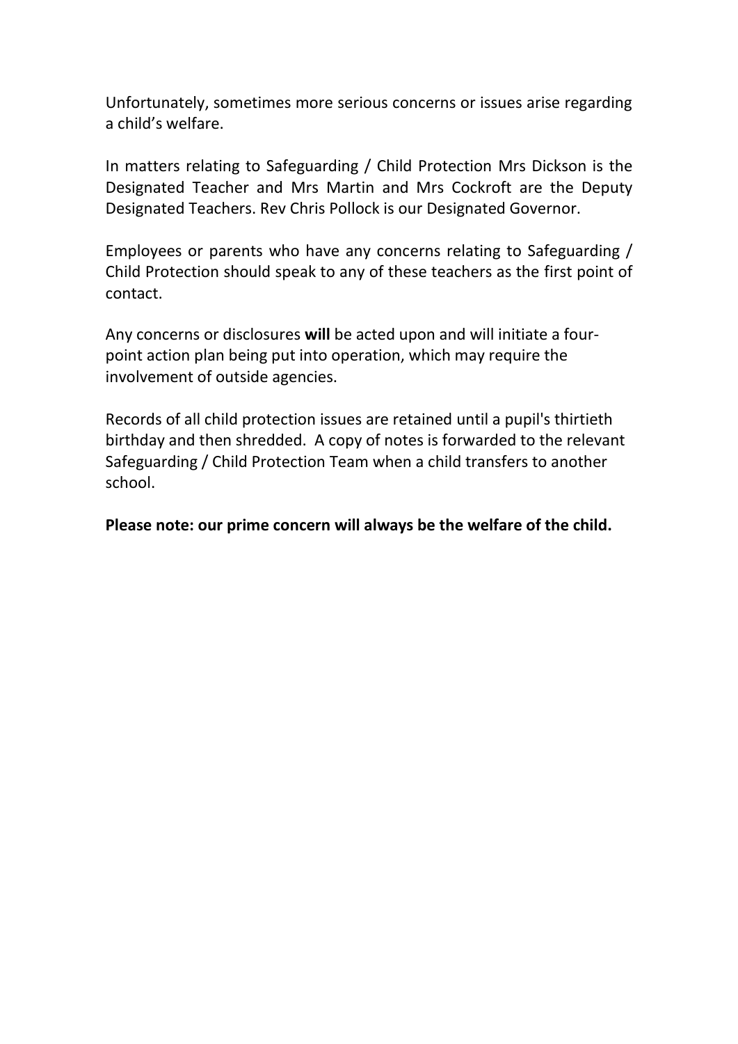Unfortunately, sometimes more serious concerns or issues arise regarding a child's welfare.

In matters relating to Safeguarding / Child Protection Mrs Dickson is the Designated Teacher and Mrs Martin and Mrs Cockroft are the Deputy Designated Teachers. Rev Chris Pollock is our Designated Governor.

Employees or parents who have any concerns relating to Safeguarding / Child Protection should speak to any of these teachers as the first point of contact.

Any concerns or disclosures **will** be acted upon and will initiate a four-point action plan being put into operation, which may require the involvement of outside agencies.

Records of all child protection issues are retained until a pupil's thirtieth birthday and then shredded. A copy of notes is forwarded to the relevant Safeguarding / Child Protection Team when a child transfers to another school.

**Please note: our prime concern will always be the welfare of the child.**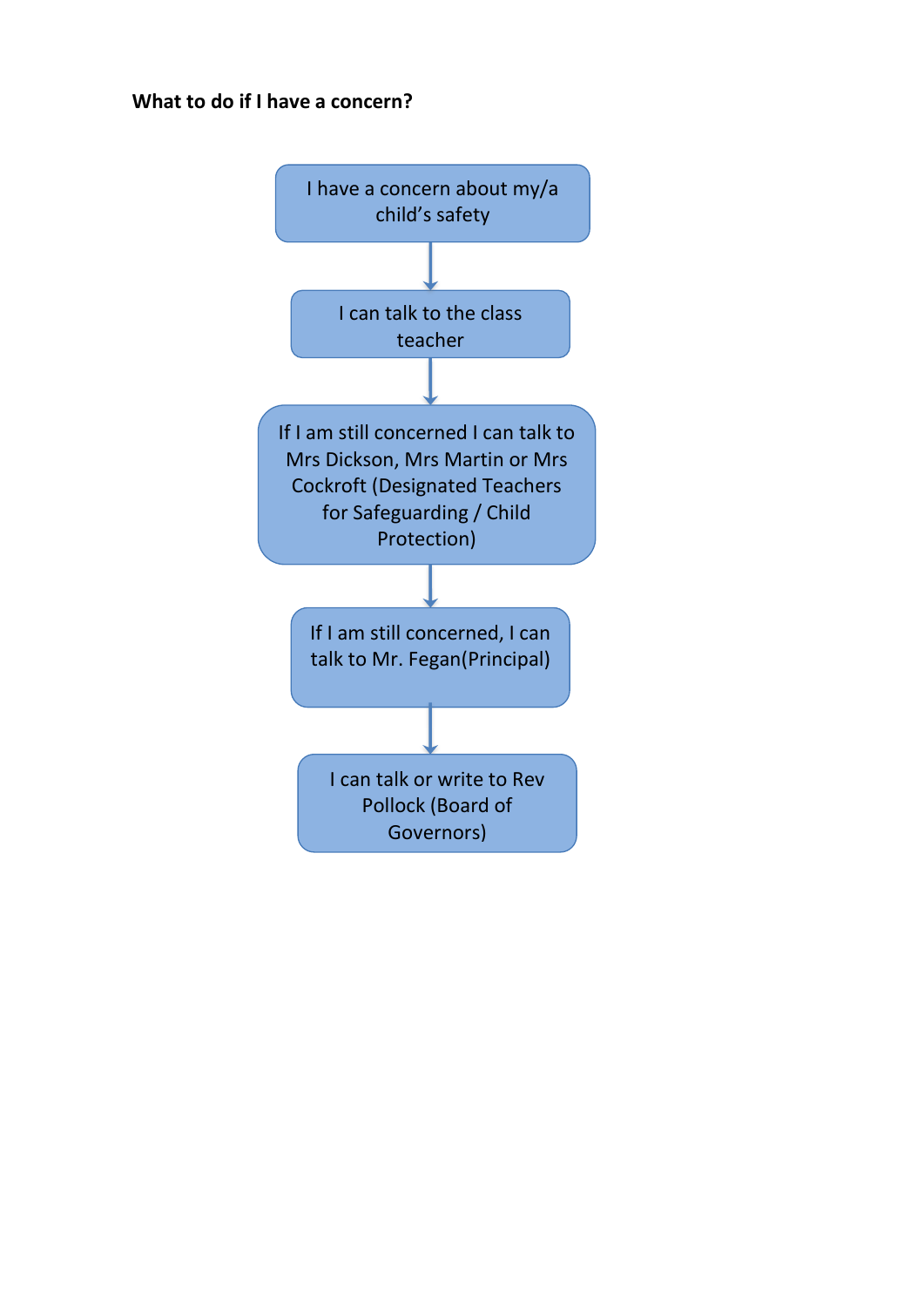**What to do if I have a concern?**

I have a concern about my/a child's safety

↓

I can talk to the class teacher

↓

If I am still concerned I can talk to Mrs Dickson, Mrs Martin or Mrs Cockroft (Designated Teachers for Safeguarding / Child Protection)

↓

If I am still concerned, I can talk to Mr. Fegan(Principal)

↓

I can talk or write to Rev Pollock (Board of Governors)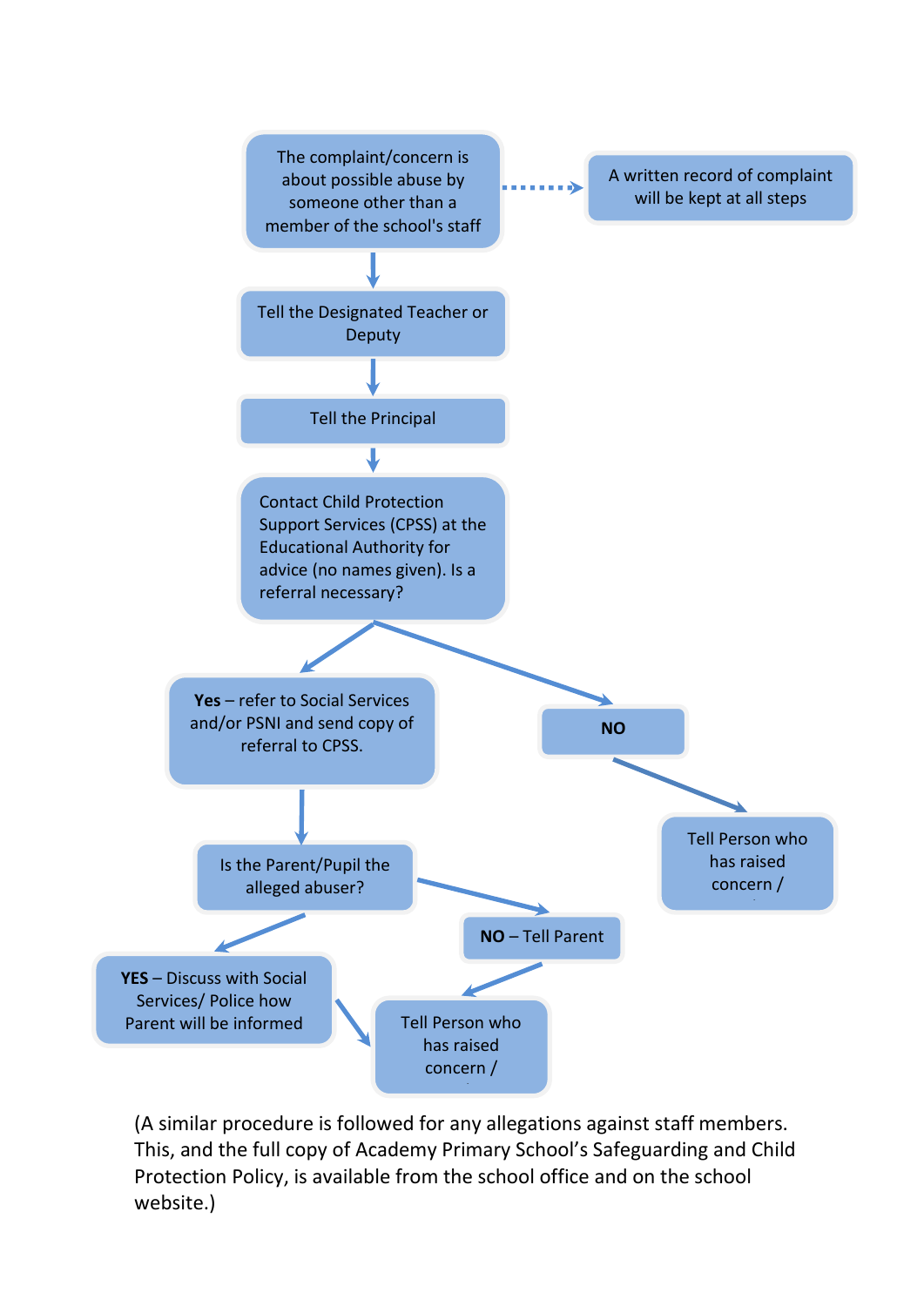The complaint/concern is about possible abuse by someone other than a member of the school's staff

A written record of complaint will be kept at all steps

Tell the Designated Teacher or Deputy

Tell the Principal

Contact Child Protection Support Services (CPSS) at the Educational Authority for advice (no names given). Is a referral necessary?

**Yes** – refer to Social Services and/or PSNI and send copy of referral to CPSS.

**NO**

Tell Person who has raised concern /

Is the Parent/Pupil the alleged abuser?

**NO** – Tell Parent

**YES** – Discuss with Social Services/ Police how Parent will be informed

Tell Person who has raised concern /

(A similar procedure is followed for any allegations against staff members. This, and the full copy of Academy Primary School's Safeguarding and Child Protection Policy, is available from the school office and on the school website.)